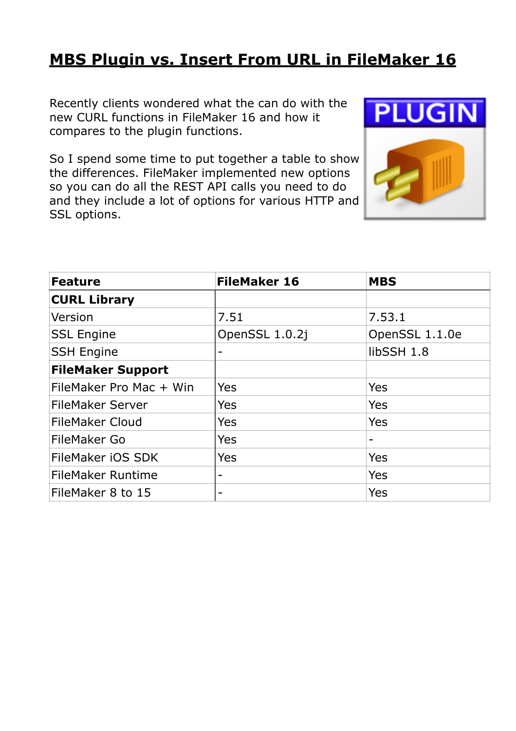# MBS Plugin vs. Insert From URL in FileMaker 16

Recently clients wondered what the can do with the new CURL functions in FileMaker 16 and how it compares to the plugin functions.

So I spend some time to put together a table to show the differences. FileMaker implemented new options so you can do all the REST API calls you need to do and they include a lot of options for various HTTP and SSL options.

| Feature | FileMaker 16 | MBS |
|---|---|---|
| **CURL Library** | | |
| Version | 7.51 | 7.53.1 |
| SSL Engine | OpenSSL 1.0.2j | OpenSSL 1.1.0e |
| SSH Engine | - | libSSH 1.8 |
| **FileMaker Support** | | |
| FileMaker Pro Mac + Win | Yes | Yes |
| FileMaker Server | Yes | Yes |
| FileMaker Cloud | Yes | Yes |
| FileMaker Go | Yes | - |
| FileMaker iOS SDK | Yes | Yes |
| FileMaker Runtime | - | Yes |
| FileMaker 8 to 15 | - | Yes |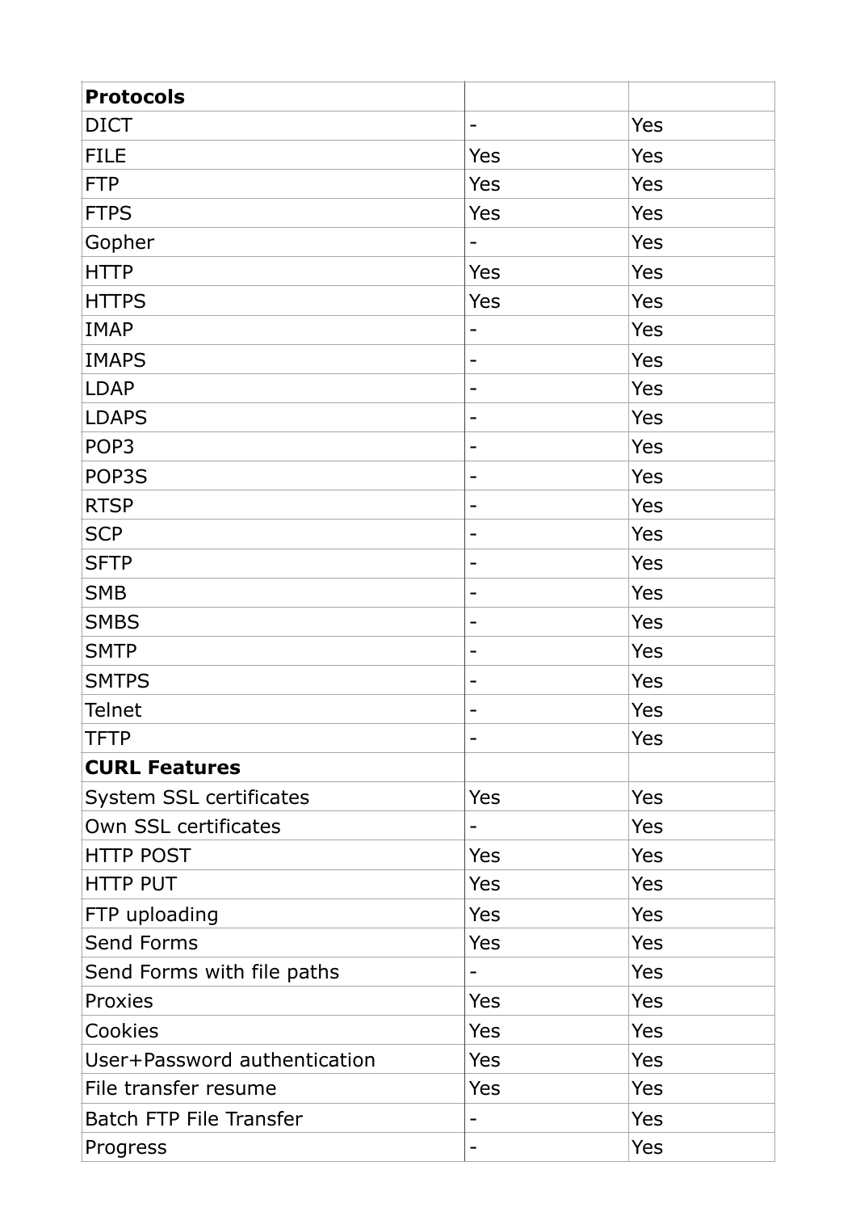| **Protocols** | | |
|---|---|---|
| DICT | - | Yes |
| FILE | Yes | Yes |
| FTP | Yes | Yes |
| FTPS | Yes | Yes |
| Gopher | - | Yes |
| HTTP | Yes | Yes |
| HTTPS | Yes | Yes |
| IMAP | - | Yes |
| IMAPS | - | Yes |
| LDAP | - | Yes |
| LDAPS | - | Yes |
| POP3 | - | Yes |
| POP3S | - | Yes |
| RTSP | - | Yes |
| SCP | - | Yes |
| SFTP | - | Yes |
| SMB | - | Yes |
| SMBS | - | Yes |
| SMTP | - | Yes |
| SMTPS | - | Yes |
| Telnet | - | Yes |
| TFTP | - | Yes |
| **CURL Features** | | |
| System SSL certificates | Yes | Yes |
| Own SSL certificates | - | Yes |
| HTTP POST | Yes | Yes |
| HTTP PUT | Yes | Yes |
| FTP uploading | Yes | Yes |
| Send Forms | Yes | Yes |
| Send Forms with file paths | - | Yes |
| Proxies | Yes | Yes |
| Cookies | Yes | Yes |
| User+Password authentication | Yes | Yes |
| File transfer resume | Yes | Yes |
| Batch FTP File Transfer | - | Yes |
| Progress | - | Yes |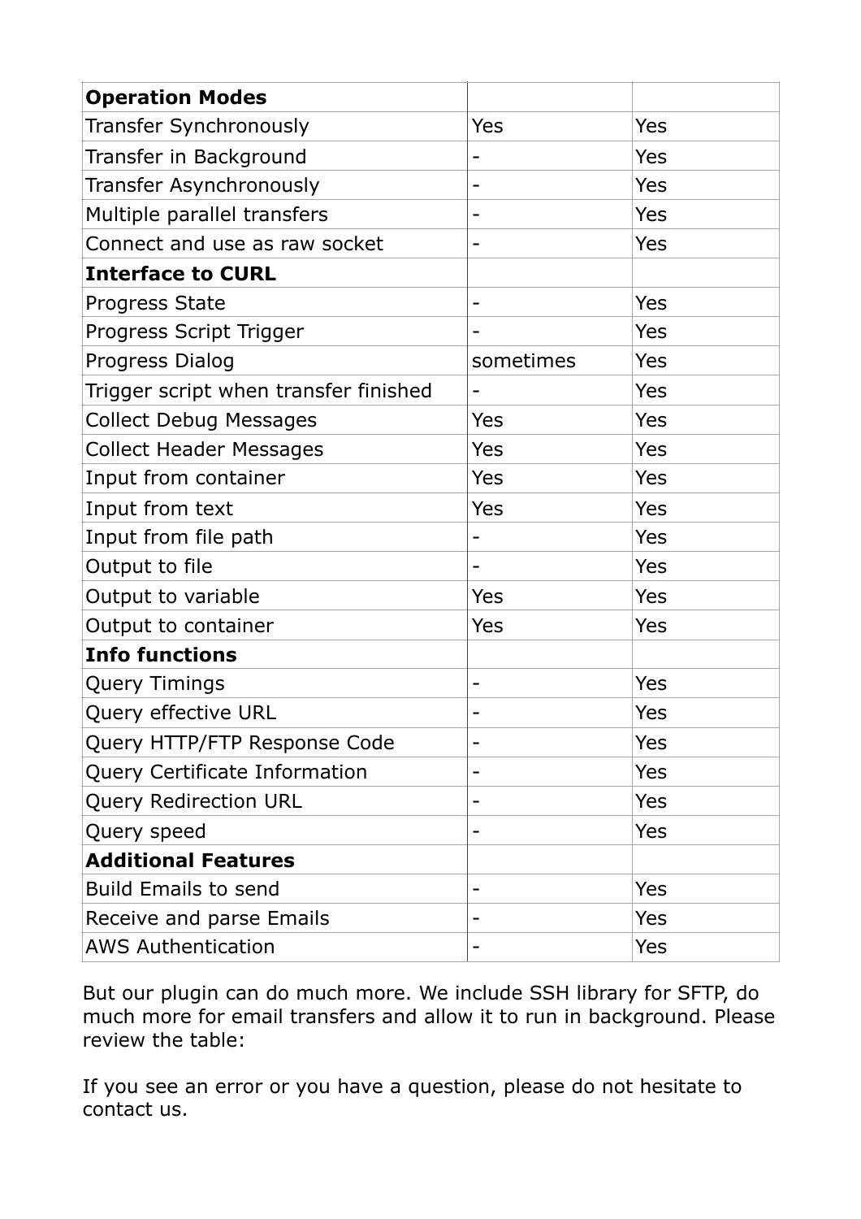| | | |
|---|---|---|
| **Operation Modes** | | |
| Transfer Synchronously | Yes | Yes |
| Transfer in Background | - | Yes |
| Transfer Asynchronously | - | Yes |
| Multiple parallel transfers | - | Yes |
| Connect and use as raw socket | - | Yes |
| **Interface to CURL** | | |
| Progress State | - | Yes |
| Progress Script Trigger | - | Yes |
| Progress Dialog | sometimes | Yes |
| Trigger script when transfer finished | - | Yes |
| Collect Debug Messages | Yes | Yes |
| Collect Header Messages | Yes | Yes |
| Input from container | Yes | Yes |
| Input from text | Yes | Yes |
| Input from file path | - | Yes |
| Output to file | - | Yes |
| Output to variable | Yes | Yes |
| Output to container | Yes | Yes |
| **Info functions** | | |
| Query Timings | - | Yes |
| Query effective URL | - | Yes |
| Query HTTP/FTP Response Code | - | Yes |
| Query Certificate Information | - | Yes |
| Query Redirection URL | - | Yes |
| Query speed | - | Yes |
| **Additional Features** | | |
| Build Emails to send | - | Yes |
| Receive and parse Emails | - | Yes |
| AWS Authentication | - | Yes |

But our plugin can do much more. We include SSH library for SFTP, do much more for email transfers and allow it to run in background. Please review the table:

If you see an error or you have a question, please do not hesitate to contact us.